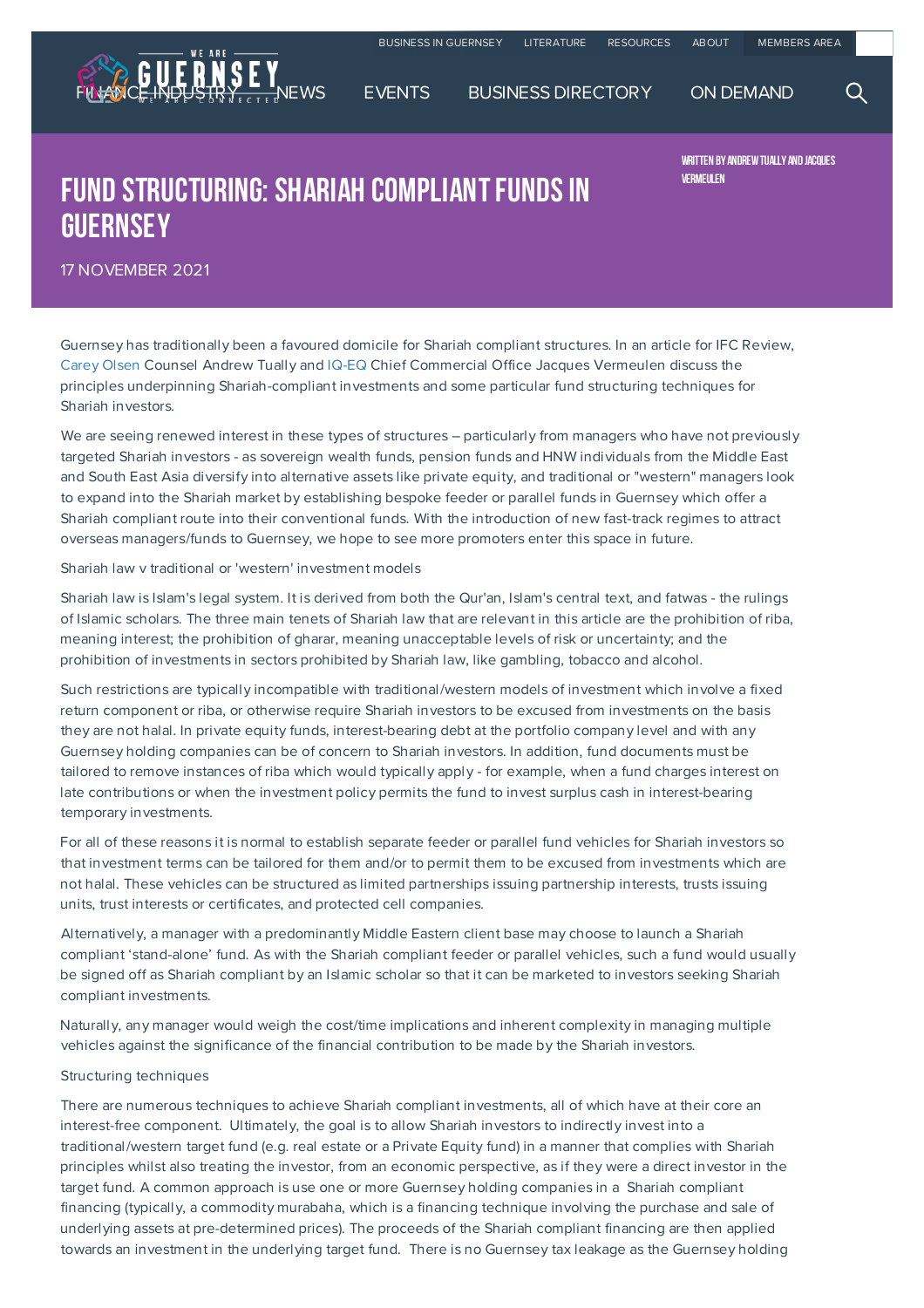# FUND STRUCTURING: SHARIAH COMPLIANT FUNDS IN GUERNSEY

17 NOVEMBER 2021

WRITTEN BY ANDREW TUALLY AND JACQUES VERMEULEN

Guernsey has traditionally been a favoured domicile for Shariah compliant structures. In an article for IFC Review, Carey Olsen Counsel Andrew Tually and IQ-EQ Chief Commercial Office Jacques Vermeulen discuss the principles underpinning Shariah-compliant investments and some particular fund structuring techniques for Shariah investors.

We are seeing renewed interest in these types of structures – particularly from managers who have not previously targeted Shariah investors - as sovereign wealth funds, pension funds and HNW individuals from the Middle East and South East Asia diversify into alternative assets like private equity, and traditional or "western" managers look to expand into the Shariah market by establishing bespoke feeder or parallel funds in Guernsey which offer a Shariah compliant route into their conventional funds. With the introduction of new fast-track regimes to attract overseas managers/funds to Guernsey, we hope to see more promoters enter this space in future.

Shariah law v traditional or 'western' investment models

Shariah law is Islam's legal system. It is derived from both the Qur'an, Islam's central text, and fatwas - the rulings of Islamic scholars. The three main tenets of Shariah law that are relevant in this article are the prohibition of riba, meaning interest; the prohibition of gharar, meaning unacceptable levels of risk or uncertainty; and the prohibition of investments in sectors prohibited by Shariah law, like gambling, tobacco and alcohol.

Such restrictions are typically incompatible with traditional/western models of investment which involve a fixed return component or riba, or otherwise require Shariah investors to be excused from investments on the basis they are not halal. In private equity funds, interest-bearing debt at the portfolio company level and with any Guernsey holding companies can be of concern to Shariah investors. In addition, fund documents must be tailored to remove instances of riba which would typically apply - for example, when a fund charges interest on late contributions or when the investment policy permits the fund to invest surplus cash in interest-bearing temporary investments.

For all of these reasons it is normal to establish separate feeder or parallel fund vehicles for Shariah investors so that investment terms can be tailored for them and/or to permit them to be excused from investments which are not halal. These vehicles can be structured as limited partnerships issuing partnership interests, trusts issuing units, trust interests or certificates, and protected cell companies.

Alternatively, a manager with a predominantly Middle Eastern client base may choose to launch a Shariah compliant 'stand-alone' fund. As with the Shariah compliant feeder or parallel vehicles, such a fund would usually be signed off as Shariah compliant by an Islamic scholar so that it can be marketed to investors seeking Shariah compliant investments.

Naturally, any manager would weigh the cost/time implications and inherent complexity in managing multiple vehicles against the significance of the financial contribution to be made by the Shariah investors.

Structuring techniques

There are numerous techniques to achieve Shariah compliant investments, all of which have at their core an interest-free component. Ultimately, the goal is to allow Shariah investors to indirectly invest into a traditional/western target fund (e.g. real estate or a Private Equity fund) in a manner that complies with Shariah principles whilst also treating the investor, from an economic perspective, as if they were a direct investor in the target fund. A common approach is use one or more Guernsey holding companies in a Shariah compliant financing (typically, a commodity murabaha, which is a financing technique involving the purchase and sale of underlying assets at pre-determined prices). The proceeds of the Shariah compliant financing are then applied towards an investment in the underlying target fund. There is no Guernsey tax leakage as the Guernsey holding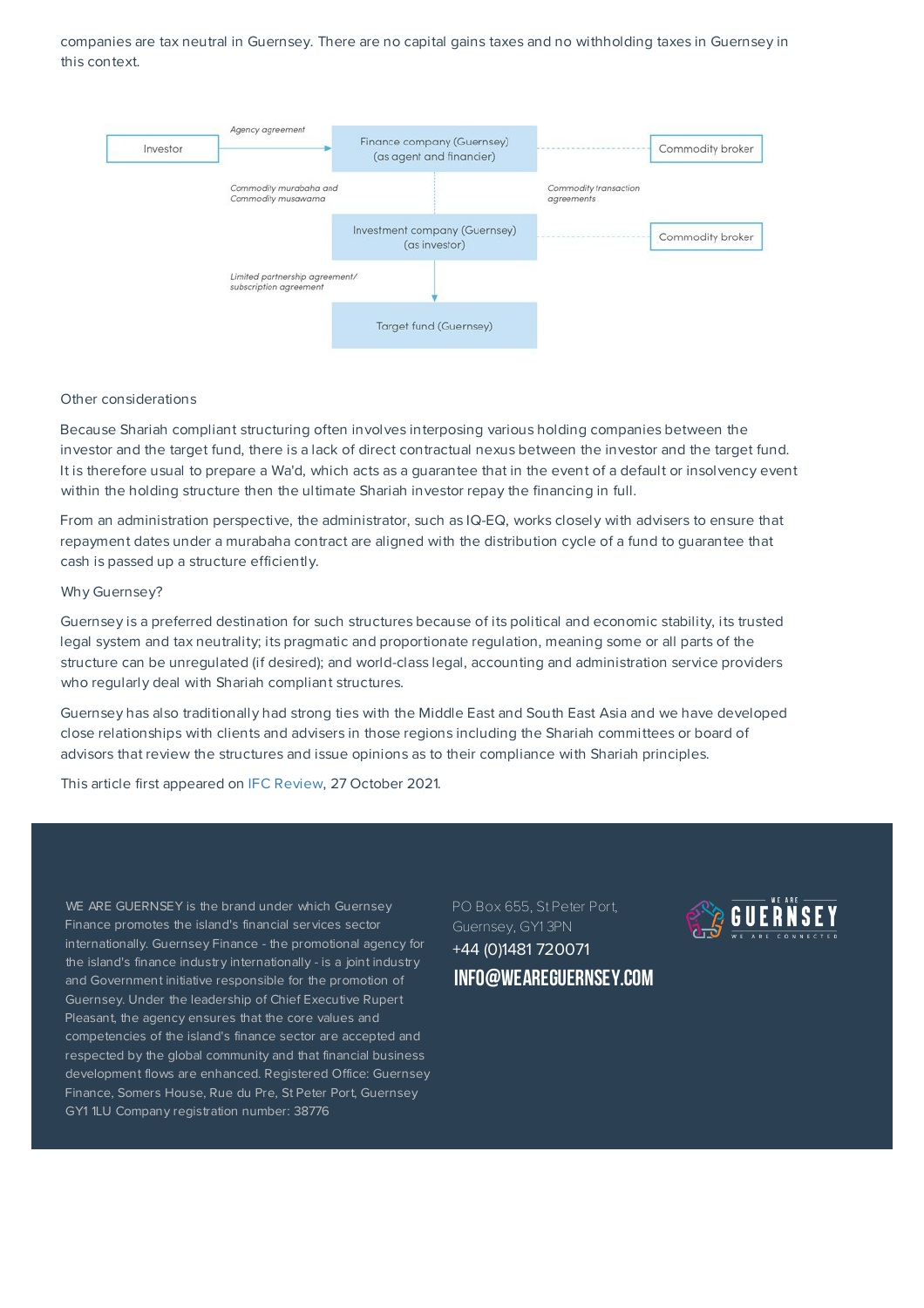companies are tax neutral in Guernsey. There are no capital gains taxes and no withholding taxes in Guernsey in this context.

Investor

Agency agreement

Finance company (Guernsey)
(as agent and financier)

Commodity broker

Commodity murabaha and
Commodity musawama

Commodity transaction
agreements

Investment company (Guernsey)
(as investor)

Commodity broker

Limited partnership agreement/
subscription agreement

Target fund (Guernsey)

## Other considerations

Because Shariah compliant structuring often involves interposing various holding companies between the investor and the target fund, there is a lack of direct contractual nexus between the investor and the target fund. It is therefore usual to prepare a Wa'd, which acts as a guarantee that in the event of a default or insolvency event within the holding structure then the ultimate Shariah investor repay the financing in full.

From an administration perspective, the administrator, such as IQ-EQ, works closely with advisers to ensure that repayment dates under a murabaha contract are aligned with the distribution cycle of a fund to guarantee that cash is passed up a structure efficiently.

## Why Guernsey?

Guernsey is a preferred destination for such structures because of its political and economic stability, its trusted legal system and tax neutrality; its pragmatic and proportionate regulation, meaning some or all parts of the structure can be unregulated (if desired); and world-class legal, accounting and administration service providers who regularly deal with Shariah compliant structures.

Guernsey has also traditionally had strong ties with the Middle East and South East Asia and we have developed close relationships with clients and advisers in those regions including the Shariah committees or board of advisors that review the structures and issue opinions as to their compliance with Shariah principles.

This article first appeared on IFC Review, 27 October 2021.

WE ARE GUERNSEY is the brand under which Guernsey Finance promotes the island's financial services sector internationally. Guernsey Finance - the promotional agency for the island's finance industry internationally - is a joint industry and Government initiative responsible for the promotion of Guernsey. Under the leadership of Chief Executive Rupert Pleasant, the agency ensures that the core values and competencies of the island's finance sector are accepted and respected by the global community and that financial business development flows are enhanced. Registered Office: Guernsey Finance, Somers House, Rue du Pre, St Peter Port, Guernsey GY1 1LU Company registration number: 38776

PO Box 655, St Peter Port,
Guernsey, GY1 3PN
+44 (0)1481 720071
INFO@WEAREGUERNSEY.COM